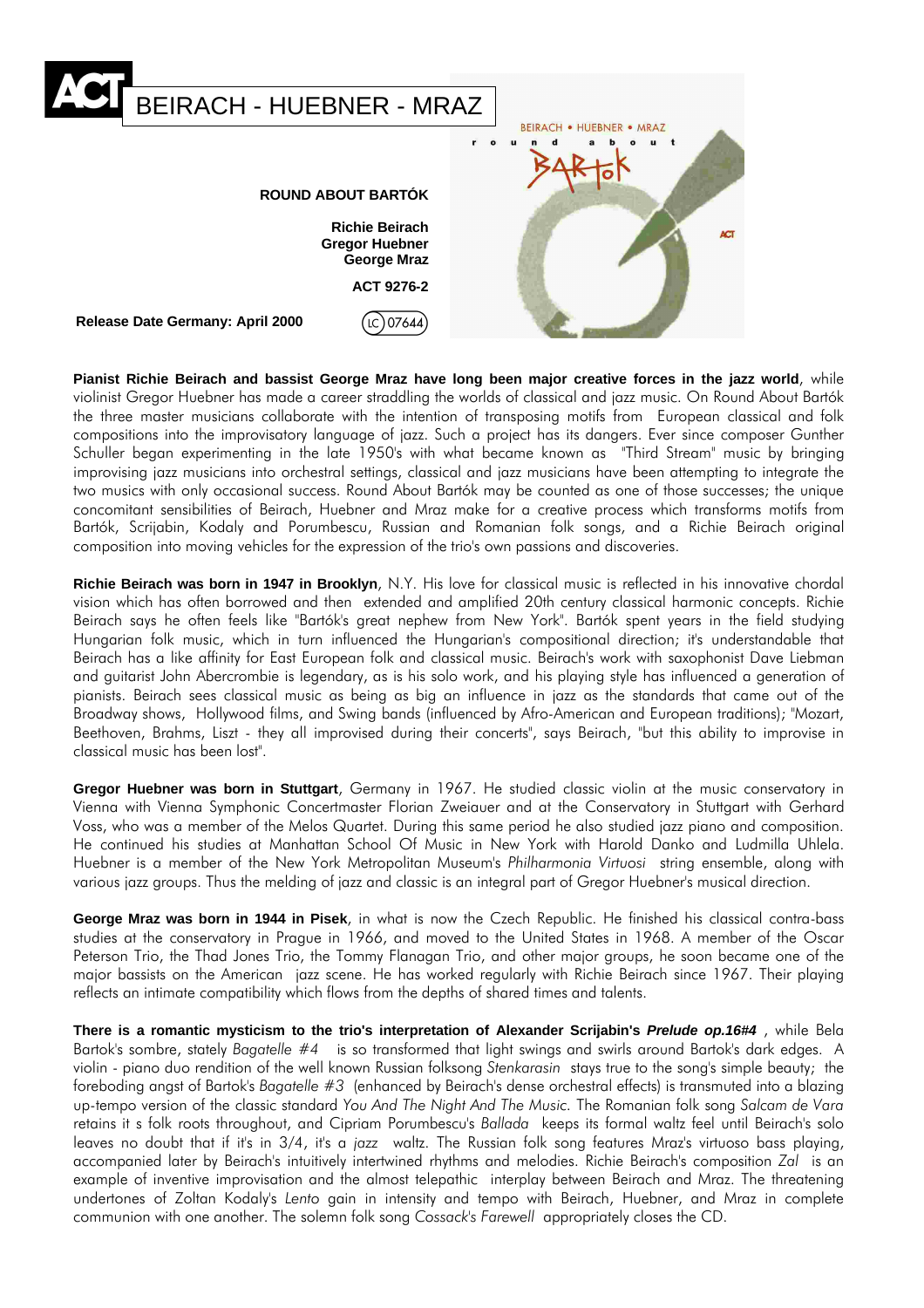# ACT BEIRACH - HUEBNER - MRAZ

**ROUND ABOUT BARTÓK**

**Richie Beirach**
**Gregor Huebner**
**George Mraz**

**ACT 9276-2**

**Release Date Germany: April 2000**

LC 07644

**Pianist Richie Beirach and bassist George Mraz have long been major creative forces in the jazz world**, while violinist Gregor Huebner has made a career straddling the worlds of classical and jazz music. On Round About Bartók the three master musicians collaborate with the intention of transposing motifs from European classical and folk compositions into the improvisatory language of jazz. Such a project has its dangers. Ever since composer Gunther Schuller began experimenting in the late 1950's with what became known as "Third Stream" music by bringing improvising jazz musicians into orchestral settings, classical and jazz musicians have been attempting to integrate the two musics with only occasional success. Round About Bartók may be counted as one of those successes; the unique concomitant sensibilities of Beirach, Huebner and Mraz make for a creative process which transforms motifs from Bartók, Scrijabin, Kodaly and Porumbescu, Russian and Romanian folk songs, and a Richie Beirach original composition into moving vehicles for the expression of the trio's own passions and discoveries.

**Richie Beirach was born in 1947 in Brooklyn**, N.Y. His love for classical music is reflected in his innovative chordal vision which has often borrowed and then extended and amplified 20th century classical harmonic concepts. Richie Beirach says he often feels like "Bartók's great nephew from New York". Bartók spent years in the field studying Hungarian folk music, which in turn influenced the Hungarian's compositional direction; it's understandable that Beirach has a like affinity for East European folk and classical music. Beirach's work with saxophonist Dave Liebman and guitarist John Abercrombie is legendary, as is his solo work, and his playing style has influenced a generation of pianists. Beirach sees classical music as being as big an influence in jazz as the standards that came out of the Broadway shows, Hollywood films, and Swing bands (influenced by Afro-American and European traditions); "Mozart, Beethoven, Brahms, Liszt - they all improvised during their concerts", says Beirach, "but this ability to improvise in classical music has been lost".

**Gregor Huebner was born in Stuttgart**, Germany in 1967. He studied classic violin at the music conservatory in Vienna with Vienna Symphonic Concertmaster Florian Zweiauer and at the Conservatory in Stuttgart with Gerhard Voss, who was a member of the Melos Quartet. During this same period he also studied jazz piano and composition. He continued his studies at Manhattan School Of Music in New York with Harold Danko and Ludmilla Uhlela. Huebner is a member of the New York Metropolitan Museum's *Philharmonia Virtuosi* string ensemble, along with various jazz groups. Thus the melding of jazz and classic is an integral part of Gregor Huebner's musical direction.

**George Mraz was born in 1944 in Pisek**, in what is now the Czech Republic. He finished his classical contra-bass studies at the conservatory in Prague in 1966, and moved to the United States in 1968. A member of the Oscar Peterson Trio, the Thad Jones Trio, the Tommy Flanagan Trio, and other major groups, he soon became one of the major bassists on the American jazz scene. He has worked regularly with Richie Beirach since 1967. Their playing reflects an intimate compatibility which flows from the depths of shared times and talents.

**There is a romantic mysticism to the trio's interpretation of Alexander Scrijabin's *Prelude op.16#4***, while Bela Bartok's sombre, stately *Bagatelle #4* is so transformed that light swings and swirls around Bartok's dark edges. A violin - piano duo rendition of the well known Russian folksong *Stenkarasin* stays true to the song's simple beauty; the foreboding angst of Bartok's *Bagatelle #3* (enhanced by Beirach's dense orchestral effects) is transmuted into a blazing up-tempo version of the classic standard *You And The Night And The Music*. The Romanian folk song *Salcam de Vara* retains it s folk roots throughout, and Cipriam Porumbescu's *Ballada* keeps its formal waltz feel until Beirach's solo leaves no doubt that if it's in 3/4, it's a *jazz* waltz. The Russian folk song features Mraz's virtuoso bass playing, accompanied later by Beirach's intuitively intertwined rhythms and melodies. Richie Beirach's composition *Zal* is an example of inventive improvisation and the almost telepathic interplay between Beirach and Mraz. The threatening undertones of Zoltan Kodaly's *Lento* gain in intensity and tempo with Beirach, Huebner, and Mraz in complete communion with one another. The solemn folk song *Cossack's Farewell* appropriately closes the CD.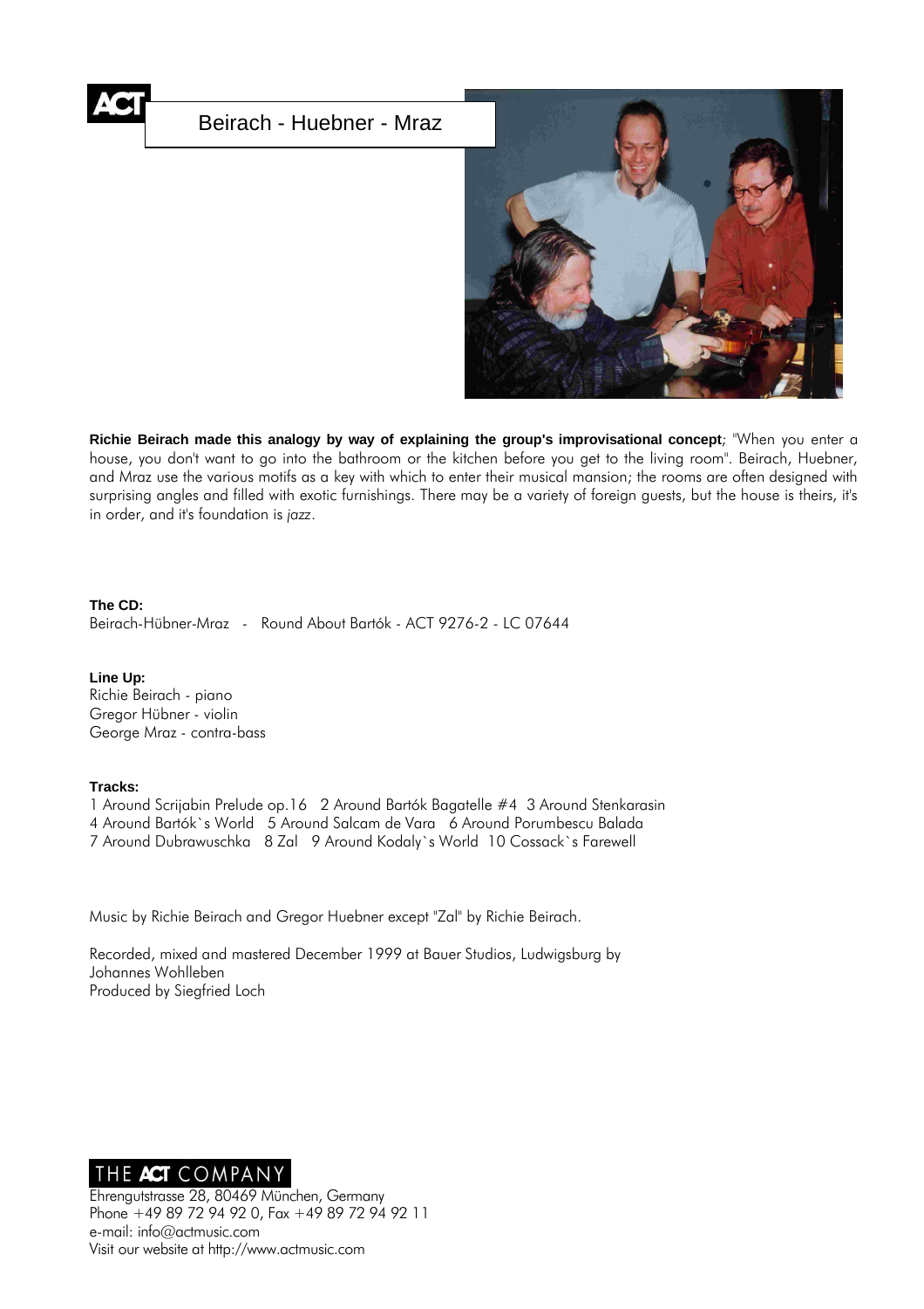ACT

# Beirach - Huebner - Mraz

**Richie Beirach made this analogy by way of explaining the group's improvisational concept**; "When you enter a house, you don't want to go into the bathroom or the kitchen before you get to the living room". Beirach, Huebner, and Mraz use the various motifs as a key with which to enter their musical mansion; the rooms are often designed with surprising angles and filled with exotic furnishings. There may be a variety of foreign guests, but the house is theirs, it's in order, and it's foundation is *jazz*.

**The CD:**
Beirach-Hübner-Mraz - Round About Bartók - ACT 9276-2 - LC 07644

**Line Up:**
Richie Beirach - piano
Gregor Hübner - violin
George Mraz - contra-bass

**Tracks:**
1 Around Scrijabin Prelude op.16 2 Around Bartók Bagatelle #4 3 Around Stenkarasin
4 Around Bartók`s World 5 Around Salcam de Vara 6 Around Porumbescu Balada
7 Around Dubrawuschka 8 Zal 9 Around Kodaly`s World 10 Cossack`s Farewell

Music by Richie Beirach and Gregor Huebner except "Zal" by Richie Beirach.

Recorded, mixed and mastered December 1999 at Bauer Studios, Ludwigsburg by Johannes Wohlleben
Produced by Siegfried Loch

THE ACT COMPANY
Ehrengutstrasse 28, 80469 München, Germany
Phone +49 89 72 94 92 0, Fax +49 89 72 94 92 11
e-mail: info@actmusic.com
Visit our website at http://www.actmusic.com